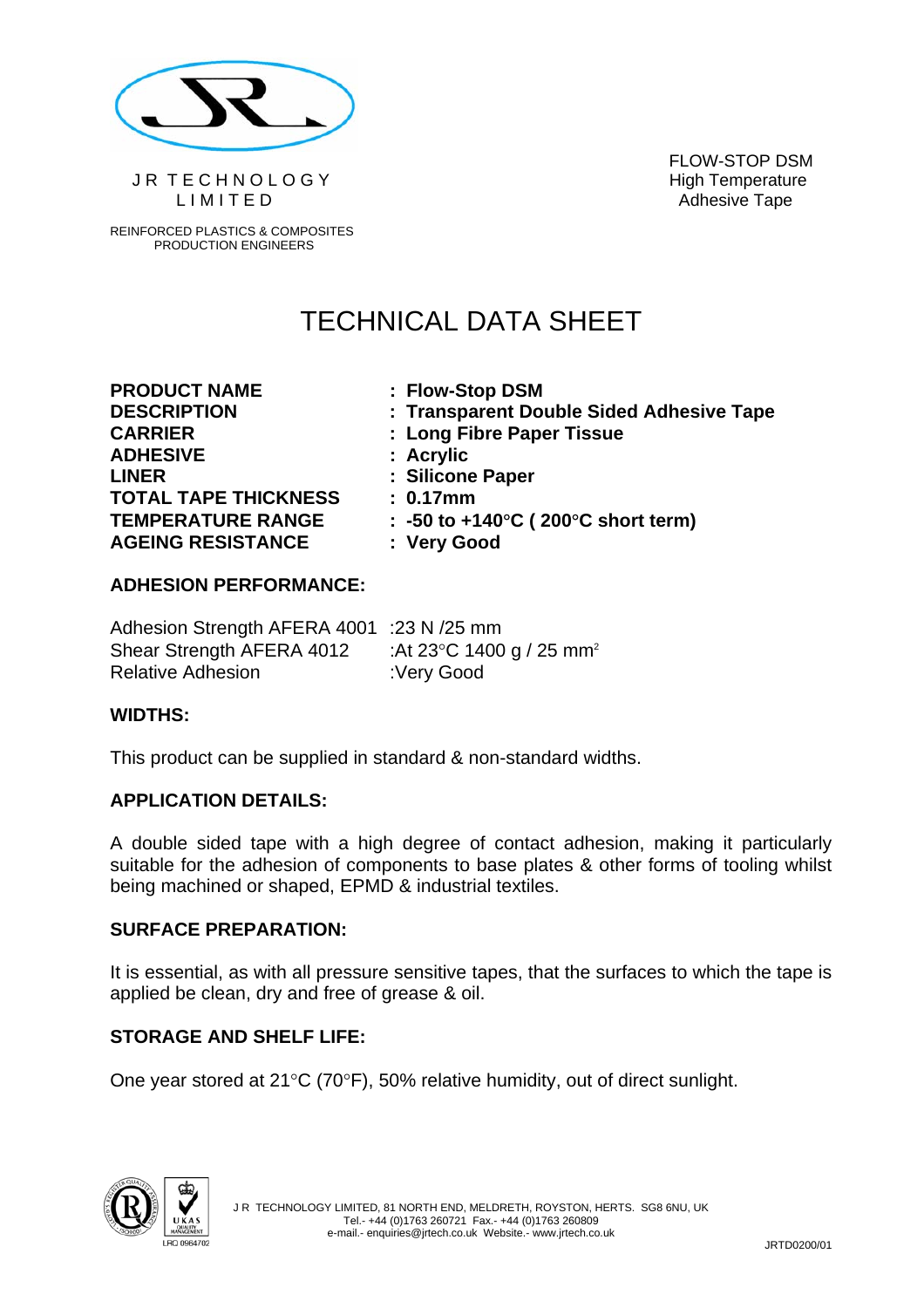J R TECHNOLOGY LIMITED

REINFORCED PLASTICS & COMPOSITES PRODUCTION ENGINEERS

FLOW-STOP DSM
High Temperature
Adhesive Tape

# TECHNICAL DATA SHEET

| | |
|---|---|
| **PRODUCT NAME** | **: Flow-Stop DSM** |
| **DESCRIPTION** | **: Transparent Double Sided Adhesive Tape** |
| **CARRIER** | **: Long Fibre Paper Tissue** |
| **ADHESIVE** | **: Acrylic** |
| **LINER** | **: Silicone Paper** |
| **TOTAL TAPE THICKNESS** | **: 0.17mm** |
| **TEMPERATURE RANGE** | **: -50 to +140°C ( 200°C short term)** |
| **AGEING RESISTANCE** | **: Very Good** |

## ADHESION PERFORMANCE:

| | |
|---|---|
| Adhesion Strength AFERA 4001 | :23 N /25 mm |
| Shear Strength AFERA 4012 | :At 23°C 1400 g / 25 $mm^2$ |
| Relative Adhesion | :Very Good |

## WIDTHS:

This product can be supplied in standard & non-standard widths.

## APPLICATION DETAILS:

A double sided tape with a high degree of contact adhesion, making it particularly suitable for the adhesion of components to base plates & other forms of tooling whilst being machined or shaped, EPMD & industrial textiles.

## SURFACE PREPARATION:

It is essential, as with all pressure sensitive tapes, that the surfaces to which the tape is applied be clean, dry and free of grease & oil.

## STORAGE AND SHELF LIFE:

One year stored at 21°C (70°F), 50% relative humidity, out of direct sunlight.

LRQ 0964702

J R TECHNOLOGY LIMITED, 81 NORTH END, MELDRETH, ROYSTON, HERTS. SG8 6NU, UK
Tel.- +44 (0)1763 260721 Fax.- +44 (0)1763 260809
e-mail.- enquiries@jrtech.co.uk Website.- www.jrtech.co.uk

JRTD0200/01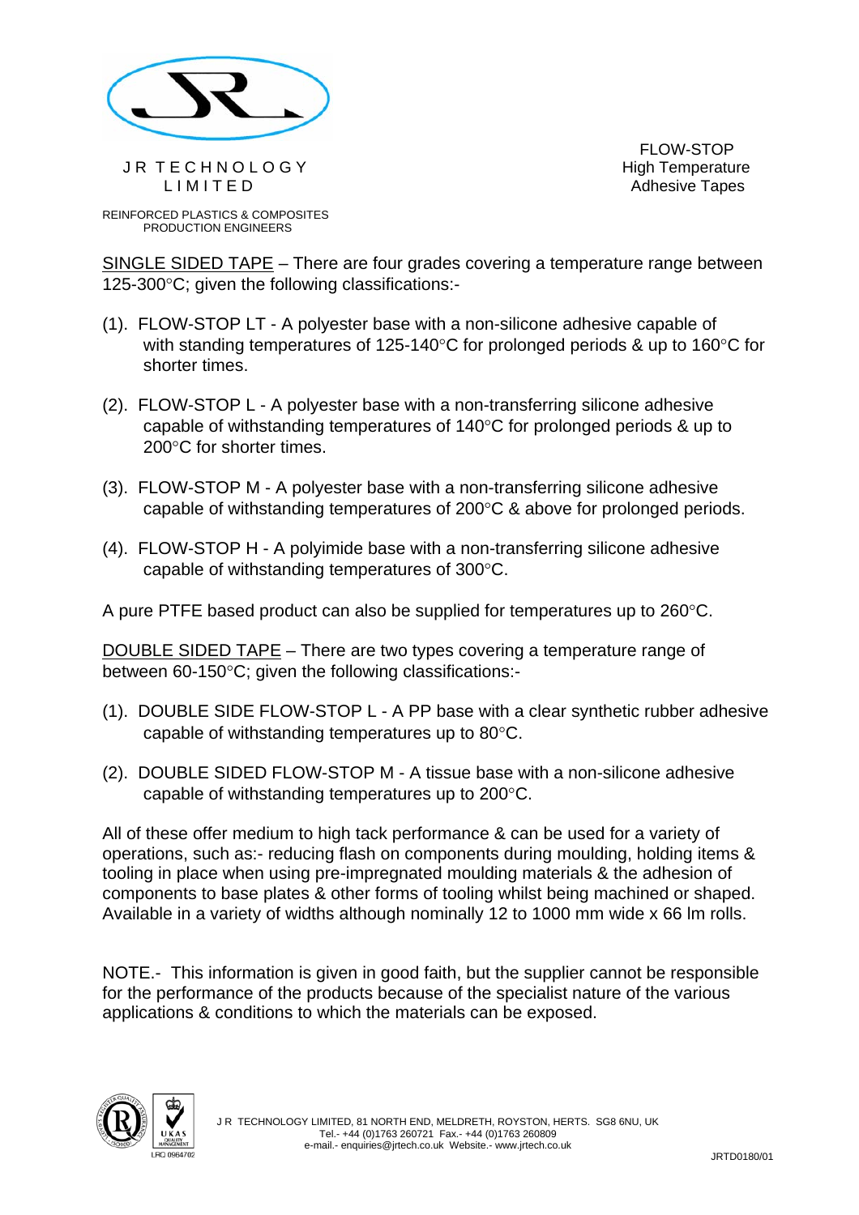J R TECHNOLOGY LIMITED

REINFORCED PLASTICS & COMPOSITES PRODUCTION ENGINEERS

FLOW-STOP
High Temperature
Adhesive Tapes

SINGLE SIDED TAPE – There are four grades covering a temperature range between 125-300°C; given the following classifications:-

(1). FLOW-STOP LT - A polyester base with a non-silicone adhesive capable of with standing temperatures of 125-140°C for prolonged periods & up to 160°C for shorter times.

(2). FLOW-STOP L - A polyester base with a non-transferring silicone adhesive capable of withstanding temperatures of 140°C for prolonged periods & up to 200°C for shorter times.

(3). FLOW-STOP M - A polyester base with a non-transferring silicone adhesive capable of withstanding temperatures of 200°C & above for prolonged periods.

(4). FLOW-STOP H - A polyimide base with a non-transferring silicone adhesive capable of withstanding temperatures of 300°C.

A pure PTFE based product can also be supplied for temperatures up to 260°C.

DOUBLE SIDED TAPE – There are two types covering a temperature range of between 60-150°C; given the following classifications:-

(1). DOUBLE SIDE FLOW-STOP L - A PP base with a clear synthetic rubber adhesive capable of withstanding temperatures up to 80°C.

(2). DOUBLE SIDED FLOW-STOP M - A tissue base with a non-silicone adhesive capable of withstanding temperatures up to 200°C.

All of these offer medium to high tack performance & can be used for a variety of operations, such as:- reducing flash on components during moulding, holding items & tooling in place when using pre-impregnated moulding materials & the adhesion of components to base plates & other forms of tooling whilst being machined or shaped. Available in a variety of widths although nominally 12 to 1000 mm wide x 66 lm rolls.

NOTE.- This information is given in good faith, but the supplier cannot be responsible for the performance of the products because of the specialist nature of the various applications & conditions to which the materials can be exposed.

LRQ 0964702

J R TECHNOLOGY LIMITED, 81 NORTH END, MELDRETH, ROYSTON, HERTS. SG8 6NU, UK
Tel.- +44 (0)1763 260721 Fax.- +44 (0)1763 260809
e-mail.- enquiries@jrtech.co.uk Website.- www.jrtech.co.uk

JRTD0180/01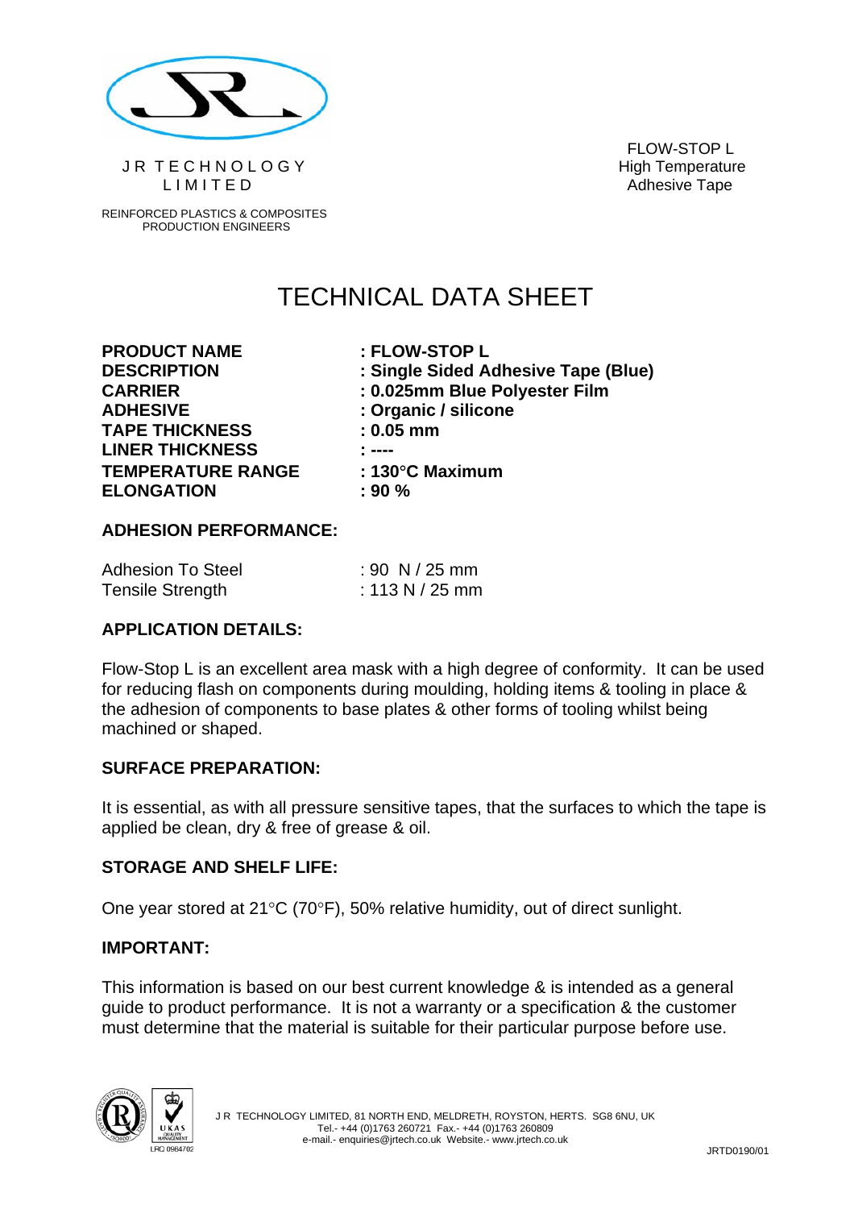J R TECHNOLOGY LIMITED

REINFORCED PLASTICS & COMPOSITES PRODUCTION ENGINEERS

FLOW-STOP L
High Temperature
Adhesive Tape

# TECHNICAL DATA SHEET

| | |
|---|---|
| **PRODUCT NAME** | **: FLOW-STOP L** |
| **DESCRIPTION** | **: Single Sided Adhesive Tape (Blue)** |
| **CARRIER** | **: 0.025mm Blue Polyester Film** |
| **ADHESIVE** | **: Organic / silicone** |
| **TAPE THICKNESS** | **: 0.05 mm** |
| **LINER THICKNESS** | **: ----** |
| **TEMPERATURE RANGE** | **: 130°C Maximum** |
| **ELONGATION** | **: 90 %** |

## ADHESION PERFORMANCE:

| | |
|---|---|
| Adhesion To Steel | : 90 N / 25 mm |
| Tensile Strength | : 113 N / 25 mm |

## APPLICATION DETAILS:

Flow-Stop L is an excellent area mask with a high degree of conformity. It can be used for reducing flash on components during moulding, holding items & tooling in place & the adhesion of components to base plates & other forms of tooling whilst being machined or shaped.

## SURFACE PREPARATION:

It is essential, as with all pressure sensitive tapes, that the surfaces to which the tape is applied be clean, dry & free of grease & oil.

## STORAGE AND SHELF LIFE:

One year stored at 21°C (70°F), 50% relative humidity, out of direct sunlight.

## IMPORTANT:

This information is based on our best current knowledge & is intended as a general guide to product performance. It is not a warranty or a specification & the customer must determine that the material is suitable for their particular purpose before use.

LRQ 0964702

J R TECHNOLOGY LIMITED, 81 NORTH END, MELDRETH, ROYSTON, HERTS. SG8 6NU, UK
Tel.- +44 (0)1763 260721 Fax.- +44 (0)1763 260809
e-mail.- enquiries@jrtech.co.uk Website.- www.jrtech.co.uk

JRTD0190/01